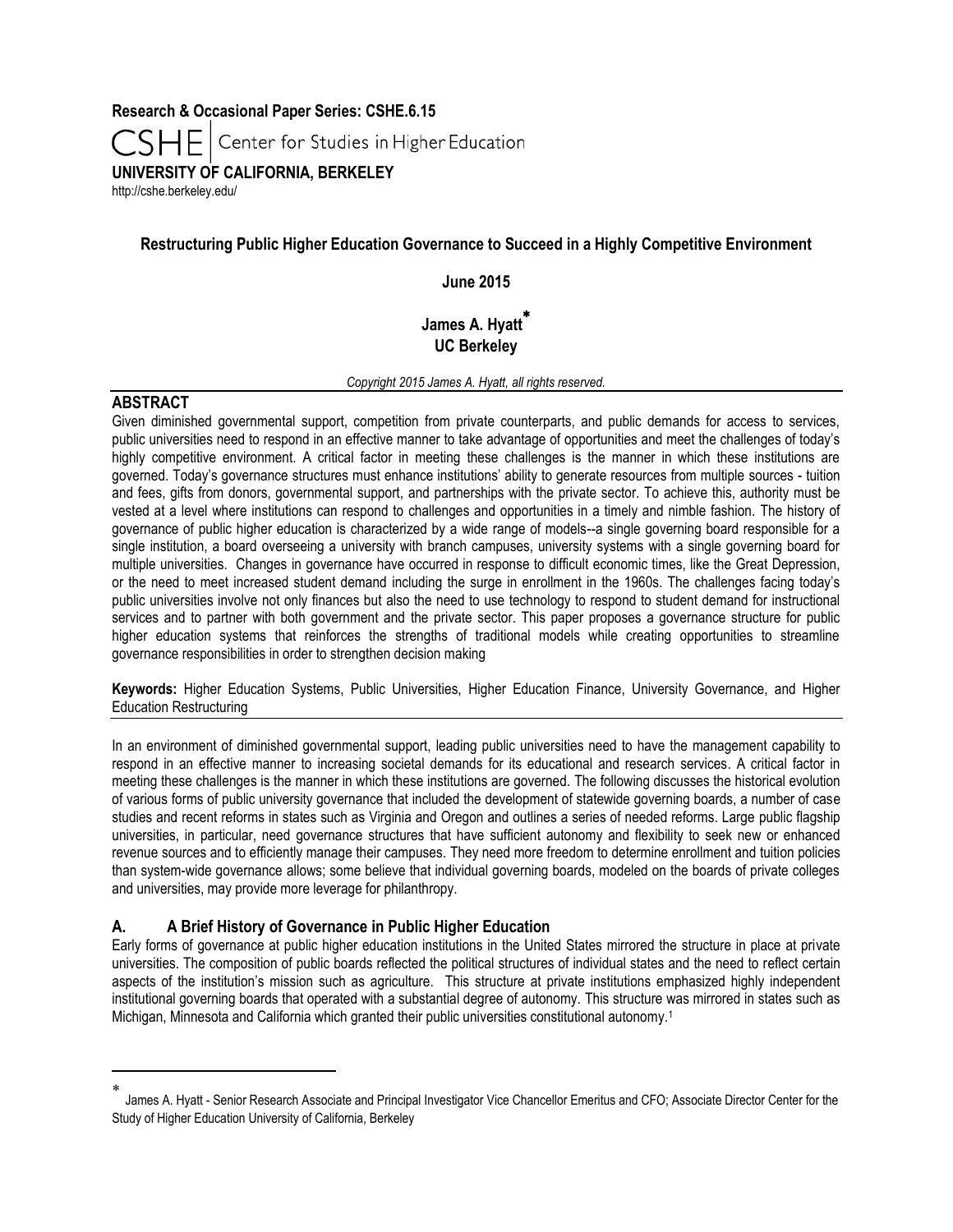**Research & Occasional Paper Series: CSHE.6.15**

CSHE | Center for Studies in Higher Education

**UNIVERSITY OF CALIFORNIA, BERKELEY**

http://cshe.berkeley.edu/

# Restructuring Public Higher Education Governance to Succeed in a Highly Competitive Environment

**June 2015**

**James A. Hyatt***
**UC Berkeley**

*Copyright 2015 James A. Hyatt, all rights reserved.*

## ABSTRACT

Given diminished governmental support, competition from private counterparts, and public demands for access to services, public universities need to respond in an effective manner to take advantage of opportunities and meet the challenges of today's highly competitive environment. A critical factor in meeting these challenges is the manner in which these institutions are governed. Today's governance structures must enhance institutions' ability to generate resources from multiple sources - tuition and fees, gifts from donors, governmental support, and partnerships with the private sector. To achieve this, authority must be vested at a level where institutions can respond to challenges and opportunities in a timely and nimble fashion. The history of governance of public higher education is characterized by a wide range of models--a single governing board responsible for a single institution, a board overseeing a university with branch campuses, university systems with a single governing board for multiple universities. Changes in governance have occurred in response to difficult economic times, like the Great Depression, or the need to meet increased student demand including the surge in enrollment in the 1960s. The challenges facing today's public universities involve not only finances but also the need to use technology to respond to student demand for instructional services and to partner with both government and the private sector. This paper proposes a governance structure for public higher education systems that reinforces the strengths of traditional models while creating opportunities to streamline governance responsibilities in order to strengthen decision making

**Keywords:** Higher Education Systems, Public Universities, Higher Education Finance, University Governance, and Higher Education Restructuring

In an environment of diminished governmental support, leading public universities need to have the management capability to respond in an effective manner to increasing societal demands for its educational and research services. A critical factor in meeting these challenges is the manner in which these institutions are governed. The following discusses the historical evolution of various forms of public university governance that included the development of statewide governing boards, a number of case studies and recent reforms in states such as Virginia and Oregon and outlines a series of needed reforms. Large public flagship universities, in particular, need governance structures that have sufficient autonomy and flexibility to seek new or enhanced revenue sources and to efficiently manage their campuses. They need more freedom to determine enrollment and tuition policies than system-wide governance allows; some believe that individual governing boards, modeled on the boards of private colleges and universities, may provide more leverage for philanthropy.

## A. A Brief History of Governance in Public Higher Education

Early forms of governance at public higher education institutions in the United States mirrored the structure in place at private universities. The composition of public boards reflected the political structures of individual states and the need to reflect certain aspects of the institution's mission such as agriculture. This structure at private institutions emphasized highly independent institutional governing boards that operated with a substantial degree of autonomy. This structure was mirrored in states such as Michigan, Minnesota and California which granted their public universities constitutional autonomy.[1]

---

* James A. Hyatt - Senior Research Associate and Principal Investigator Vice Chancellor Emeritus and CFO; Associate Director Center for the Study of Higher Education University of California, Berkeley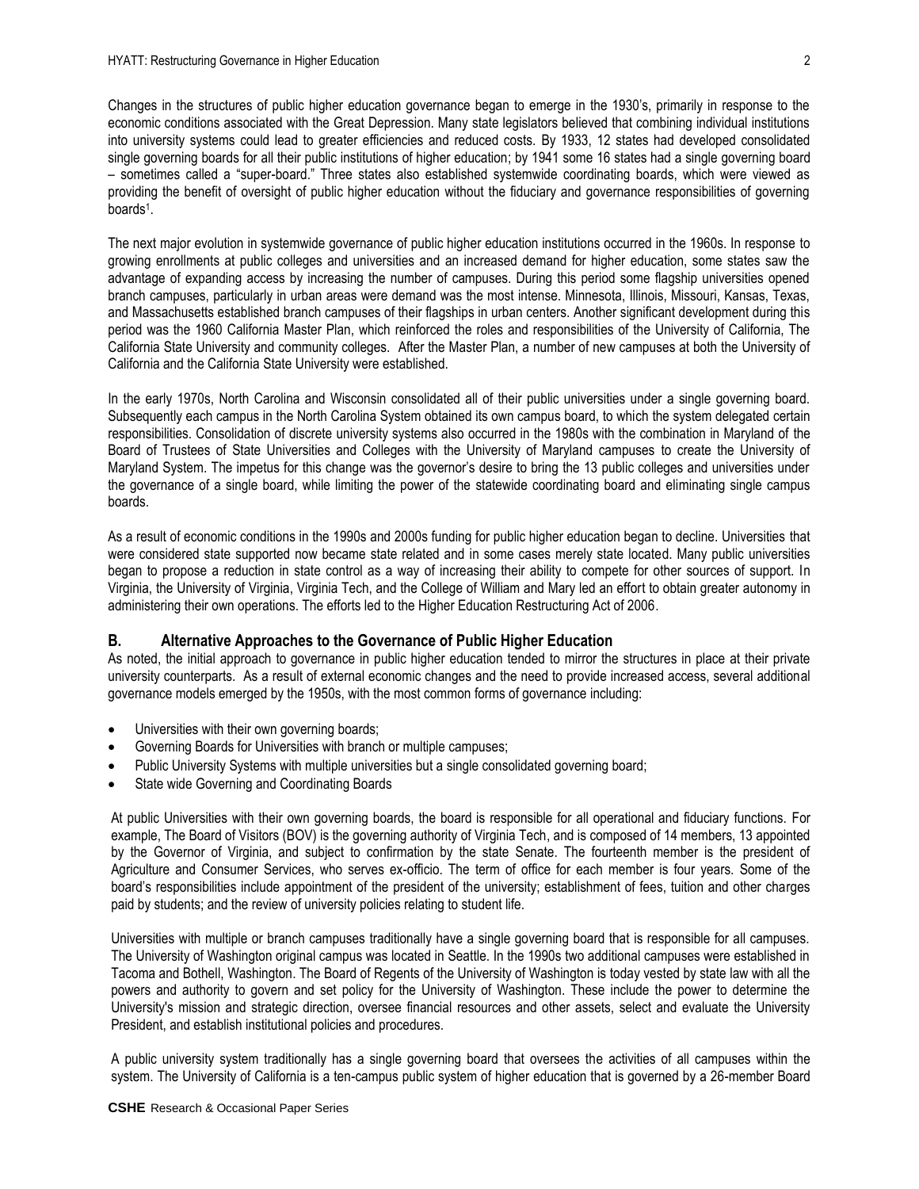Changes in the structures of public higher education governance began to emerge in the 1930's, primarily in response to the economic conditions associated with the Great Depression. Many state legislators believed that combining individual institutions into university systems could lead to greater efficiencies and reduced costs. By 1933, 12 states had developed consolidated single governing boards for all their public institutions of higher education; by 1941 some 16 states had a single governing board – sometimes called a "super-board." Three states also established systemwide coordinating boards, which were viewed as providing the benefit of oversight of public higher education without the fiduciary and governance responsibilities of governing boards[1].

The next major evolution in systemwide governance of public higher education institutions occurred in the 1960s. In response to growing enrollments at public colleges and universities and an increased demand for higher education, some states saw the advantage of expanding access by increasing the number of campuses. During this period some flagship universities opened branch campuses, particularly in urban areas where demand was the most intense. Minnesota, Illinois, Missouri, Kansas, Texas, and Massachusetts established branch campuses of their flagships in urban centers. Another significant development during this period was the 1960 California Master Plan, which reinforced the roles and responsibilities of the University of California, The California State University and community colleges. After the Master Plan, a number of new campuses at both the University of California and the California State University were established.

In the early 1970s, North Carolina and Wisconsin consolidated all of their public universities under a single governing board. Subsequently each campus in the North Carolina System obtained its own campus board, to which the system delegated certain responsibilities. Consolidation of discrete university systems also occurred in the 1980s with the combination in Maryland of the Board of Trustees of State Universities and Colleges with the University of Maryland campuses to create the University of Maryland System. The impetus for this change was the governor's desire to bring the 13 public colleges and universities under the governance of a single board, while limiting the power of the statewide coordinating board and eliminating single campus boards.

As a result of economic conditions in the 1990s and 2000s funding for public higher education began to decline. Universities that were considered state supported now became state related and in some cases merely state located. Many public universities began to propose a reduction in state control as a way of increasing their ability to compete for other sources of support. In Virginia, the University of Virginia, Virginia Tech, and the College of William and Mary led an effort to obtain greater autonomy in administering their own operations. The efforts led to the Higher Education Restructuring Act of 2006.

## B. Alternative Approaches to the Governance of Public Higher Education

As noted, the initial approach to governance in public higher education tended to mirror the structures in place at their private university counterparts. As a result of external economic changes and the need to provide increased access, several additional governance models emerged by the 1950s, with the most common forms of governance including:

- Universities with their own governing boards;
- Governing Boards for Universities with branch or multiple campuses;
- Public University Systems with multiple universities but a single consolidated governing board;
- State wide Governing and Coordinating Boards

At public Universities with their own governing boards, the board is responsible for all operational and fiduciary functions. For example, The Board of Visitors (BOV) is the governing authority of Virginia Tech, and is composed of 14 members, 13 appointed by the Governor of Virginia, and subject to confirmation by the state Senate. The fourteenth member is the president of Agriculture and Consumer Services, who serves ex-officio. The term of office for each member is four years. Some of the board's responsibilities include appointment of the president of the university; establishment of fees, tuition and other charges paid by students; and the review of university policies relating to student life.

Universities with multiple or branch campuses traditionally have a single governing board that is responsible for all campuses. The University of Washington original campus was located in Seattle. In the 1990s two additional campuses were established in Tacoma and Bothell, Washington. The Board of Regents of the University of Washington is today vested by state law with all the powers and authority to govern and set policy for the University of Washington. These include the power to determine the University's mission and strategic direction, oversee financial resources and other assets, select and evaluate the University President, and establish institutional policies and procedures.

A public university system traditionally has a single governing board that oversees the activities of all campuses within the system. The University of California is a ten-campus public system of higher education that is governed by a 26-member Board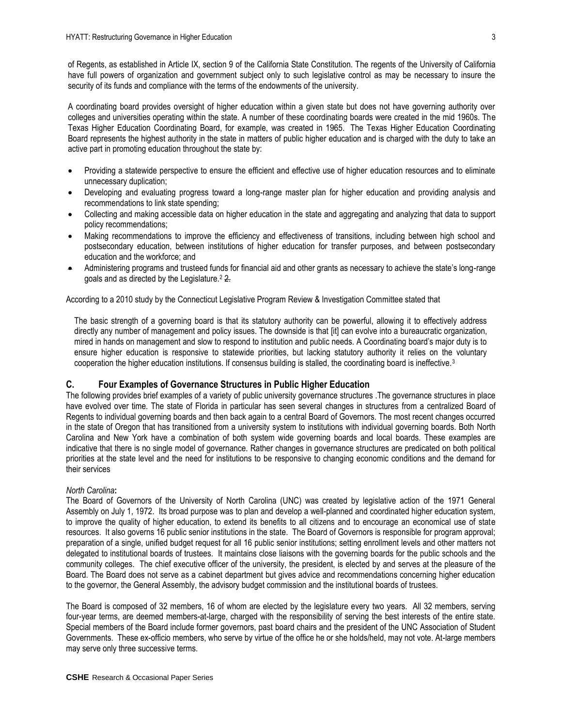of Regents, as established in Article IX, section 9 of the California State Constitution. The regents of the University of California have full powers of organization and government subject only to such legislative control as may be necessary to insure the security of its funds and compliance with the terms of the endowments of the university.

A coordinating board provides oversight of higher education within a given state but does not have governing authority over colleges and universities operating within the state. A number of these coordinating boards were created in the mid 1960s. The Texas Higher Education Coordinating Board, for example, was created in 1965. The Texas Higher Education Coordinating Board represents the highest authority in the state in matters of public higher education and is charged with the duty to take an active part in promoting education throughout the state by:

- Providing a statewide perspective to ensure the efficient and effective use of higher education resources and to eliminate unnecessary duplication;
- Developing and evaluating progress toward a long-range master plan for higher education and providing analysis and recommendations to link state spending;
- Collecting and making accessible data on higher education in the state and aggregating and analyzing that data to support policy recommendations;
- Making recommendations to improve the efficiency and effectiveness of transitions, including between high school and postsecondary education, between institutions of higher education for transfer purposes, and between postsecondary education and the workforce; and
- Administering programs and trusteed funds for financial aid and other grants as necessary to achieve the state's long-range goals and as directed by the Legislature.[2] 2.

According to a 2010 study by the Connecticut Legislative Program Review & Investigation Committee stated that

> The basic strength of a governing board is that its statutory authority can be powerful, allowing it to effectively address directly any number of management and policy issues. The downside is that [it] can evolve into a bureaucratic organization, mired in hands on management and slow to respond to institution and public needs. A Coordinating board's major duty is to ensure higher education is responsive to statewide priorities, but lacking statutory authority it relies on the voluntary cooperation the higher education institutions. If consensus building is stalled, the coordinating board is ineffective.[3]

## C. Four Examples of Governance Structures in Public Higher Education

The following provides brief examples of a variety of public university governance structures .The governance structures in place have evolved over time. The state of Florida in particular has seen several changes in structures from a centralized Board of Regents to individual governing boards and then back again to a central Board of Governors. The most recent changes occurred in the state of Oregon that has transitioned from a university system to institutions with individual governing boards. Both North Carolina and New York have a combination of both system wide governing boards and local boards. These examples are indicative that there is no single model of governance. Rather changes in governance structures are predicated on both political priorities at the state level and the need for institutions to be responsive to changing economic conditions and the demand for their services

*North Carolina***:**

The Board of Governors of the University of North Carolina (UNC) was created by legislative action of the 1971 General Assembly on July 1, 1972. Its broad purpose was to plan and develop a well-planned and coordinated higher education system, to improve the quality of higher education, to extend its benefits to all citizens and to encourage an economical use of state resources. It also governs 16 public senior institutions in the state. The Board of Governors is responsible for program approval; preparation of a single, unified budget request for all 16 public senior institutions; setting enrollment levels and other matters not delegated to institutional boards of trustees. It maintains close liaisons with the governing boards for the public schools and the community colleges. The chief executive officer of the university, the president, is elected by and serves at the pleasure of the Board. The Board does not serve as a cabinet department but gives advice and recommendations concerning higher education to the governor, the General Assembly, the advisory budget commission and the institutional boards of trustees.

The Board is composed of 32 members, 16 of whom are elected by the legislature every two years. All 32 members, serving four-year terms, are deemed members-at-large, charged with the responsibility of serving the best interests of the entire state. Special members of the Board include former governors, past board chairs and the president of the UNC Association of Student Governments. These ex-officio members, who serve by virtue of the office he or she holds/held, may not vote. At-large members may serve only three successive terms.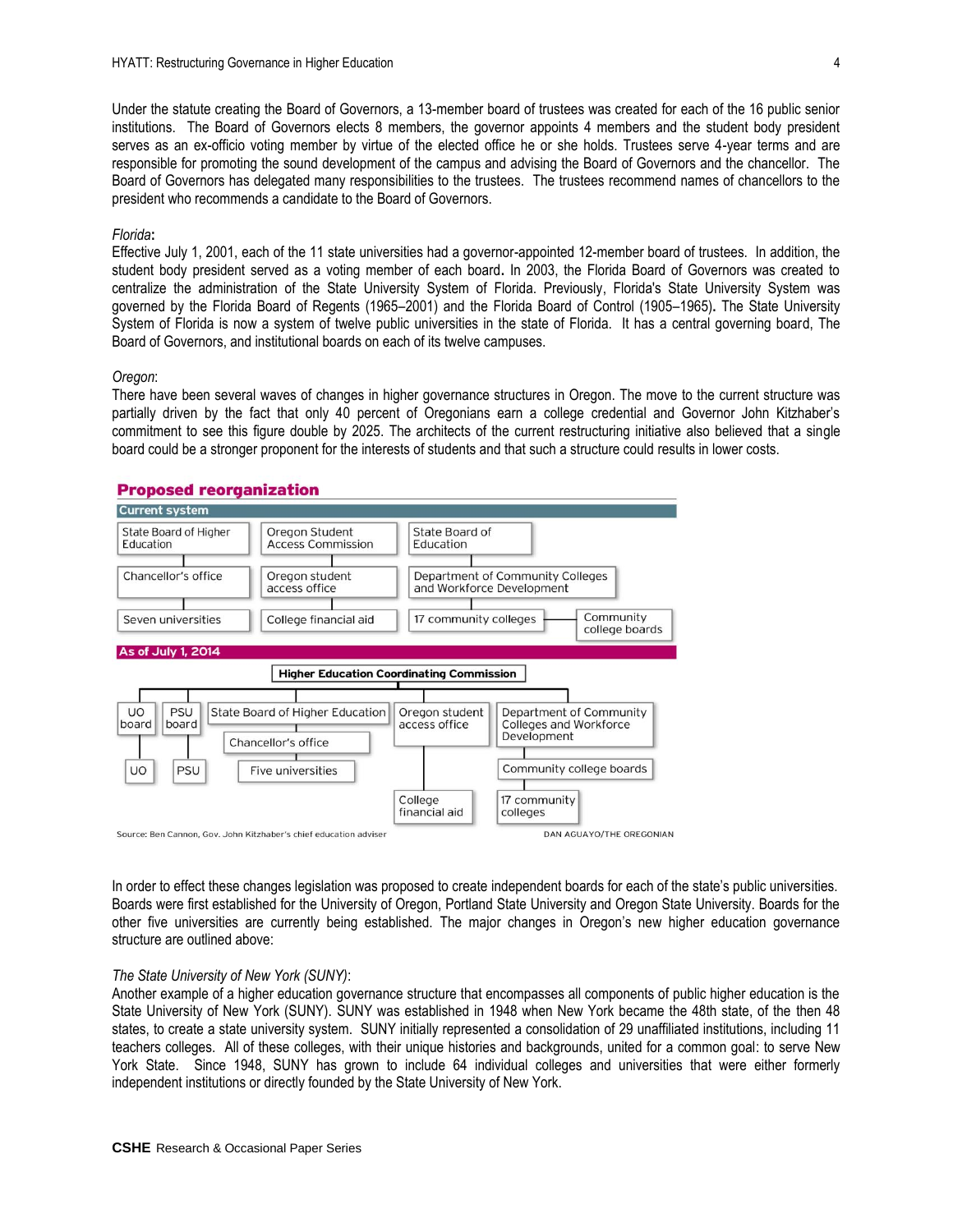Under the statute creating the Board of Governors, a 13-member board of trustees was created for each of the 16 public senior institutions. The Board of Governors elects 8 members, the governor appoints 4 members and the student body president serves as an ex-officio voting member by virtue of the elected office he or she holds. Trustees serve 4-year terms and are responsible for promoting the sound development of the campus and advising the Board of Governors and the chancellor. The Board of Governors has delegated many responsibilities to the trustees. The trustees recommend names of chancellors to the president who recommends a candidate to the Board of Governors.

*Florida*:
Effective July 1, 2001, each of the 11 state universities had a governor-appointed 12-member board of trustees. In addition, the student body president served as a voting member of each board. In 2003, the Florida Board of Governors was created to centralize the administration of the State University System of Florida. Previously, Florida's State University System was governed by the Florida Board of Regents (1965–2001) and the Florida Board of Control (1905–1965). The State University System of Florida is now a system of twelve public universities in the state of Florida. It has a central governing board, The Board of Governors, and institutional boards on each of its twelve campuses.

*Oregon*:
There have been several waves of changes in higher governance structures in Oregon. The move to the current structure was partially driven by the fact that only 40 percent of Oregonians earn a college credential and Governor John Kitzhaber's commitment to see this figure double by 2025. The architects of the current restructuring initiative also believed that a single board could be a stronger proponent for the interests of students and that such a structure could results in lower costs.

**Proposed reorganization**

**Current system**

- State Board of Higher Education → Chancellor's office → Seven universities
- Oregon Student Access Commission → Oregon student access office → College financial aid
- State Board of Education → Department of Community Colleges and Workforce Development → 17 community colleges — Community college boards

**As of July 1, 2014**

Higher Education Coordinating Commission
- UO board → UO
- PSU board → PSU
- State Board of Higher Education → Chancellor's office → Five universities
- Oregon student access office → College financial aid
- Department of Community Colleges and Workforce Development → Community college boards → 17 community colleges

Source: Ben Cannon, Gov. John Kitzhaber's chief education adviser — DAN AGUAYO/THE OREGONIAN

In order to effect these changes legislation was proposed to create independent boards for each of the state's public universities. Boards were first established for the University of Oregon, Portland State University and Oregon State University. Boards for the other five universities are currently being established. The major changes in Oregon's new higher education governance structure are outlined above:

*The State University of New York (SUNY)*:
Another example of a higher education governance structure that encompasses all components of public higher education is the State University of New York (SUNY). SUNY was established in 1948 when New York became the 48th state, of the then 48 states, to create a state university system. SUNY initially represented a consolidation of 29 unaffiliated institutions, including 11 teachers colleges. All of these colleges, with their unique histories and backgrounds, united for a common goal: to serve New York State. Since 1948, SUNY has grown to include 64 individual colleges and universities that were either formerly independent institutions or directly founded by the State University of New York.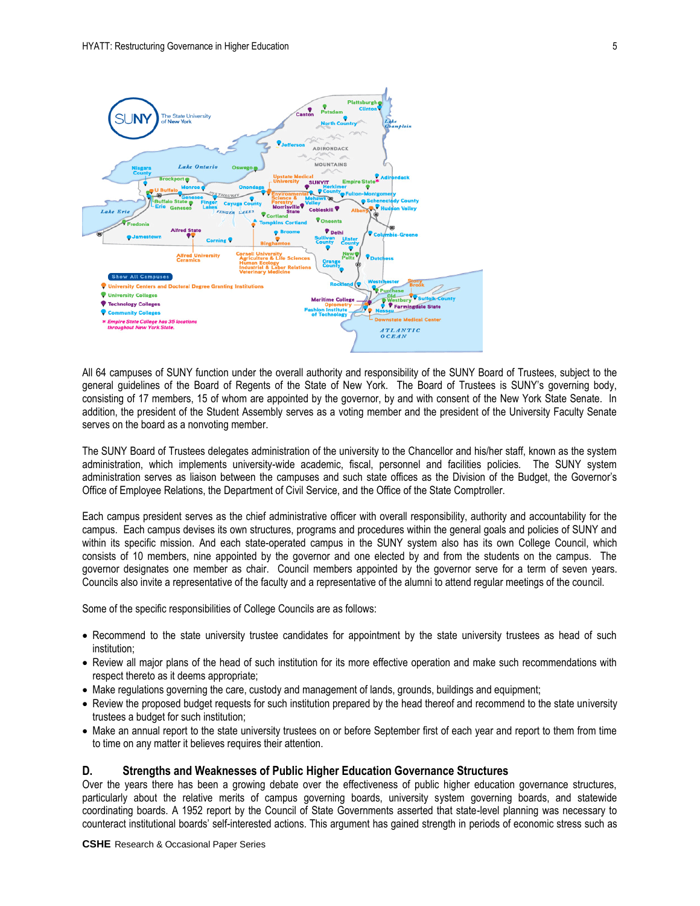All 64 campuses of SUNY function under the overall authority and responsibility of the SUNY Board of Trustees, subject to the general guidelines of the Board of Regents of the State of New York. The Board of Trustees is SUNY's governing body, consisting of 17 members, 15 of whom are appointed by the governor, by and with consent of the New York State Senate. In addition, the president of the Student Assembly serves as a voting member and the president of the University Faculty Senate serves on the board as a nonvoting member.

The SUNY Board of Trustees delegates administration of the university to the Chancellor and his/her staff, known as the system administration, which implements university-wide academic, fiscal, personnel and facilities policies. The SUNY system administration serves as liaison between the campuses and such state offices as the Division of the Budget, the Governor's Office of Employee Relations, the Department of Civil Service, and the Office of the State Comptroller.

Each campus president serves as the chief administrative officer with overall responsibility, authority and accountability for the campus. Each campus devises its own structures, programs and procedures within the general goals and policies of SUNY and within its specific mission. And each state-operated campus in the SUNY system also has its own College Council, which consists of 10 members, nine appointed by the governor and one elected by and from the students on the campus. The governor designates one member as chair. Council members appointed by the governor serve for a term of seven years. Councils also invite a representative of the faculty and a representative of the alumni to attend regular meetings of the council.

Some of the specific responsibilities of College Councils are as follows:

- Recommend to the state university trustee candidates for appointment by the state university trustees as head of such institution;
- Review all major plans of the head of such institution for its more effective operation and make such recommendations with respect thereto as it deems appropriate;
- Make regulations governing the care, custody and management of lands, grounds, buildings and equipment;
- Review the proposed budget requests for such institution prepared by the head thereof and recommend to the state university trustees a budget for such institution;
- Make an annual report to the state university trustees on or before September first of each year and report to them from time to time on any matter it believes requires their attention.

## D. Strengths and Weaknesses of Public Higher Education Governance Structures

Over the years there has been a growing debate over the effectiveness of public higher education governance structures, particularly about the relative merits of campus governing boards, university system governing boards, and statewide coordinating boards. A 1952 report by the Council of State Governments asserted that state-level planning was necessary to counteract institutional boards' self-interested actions. This argument has gained strength in periods of economic stress such as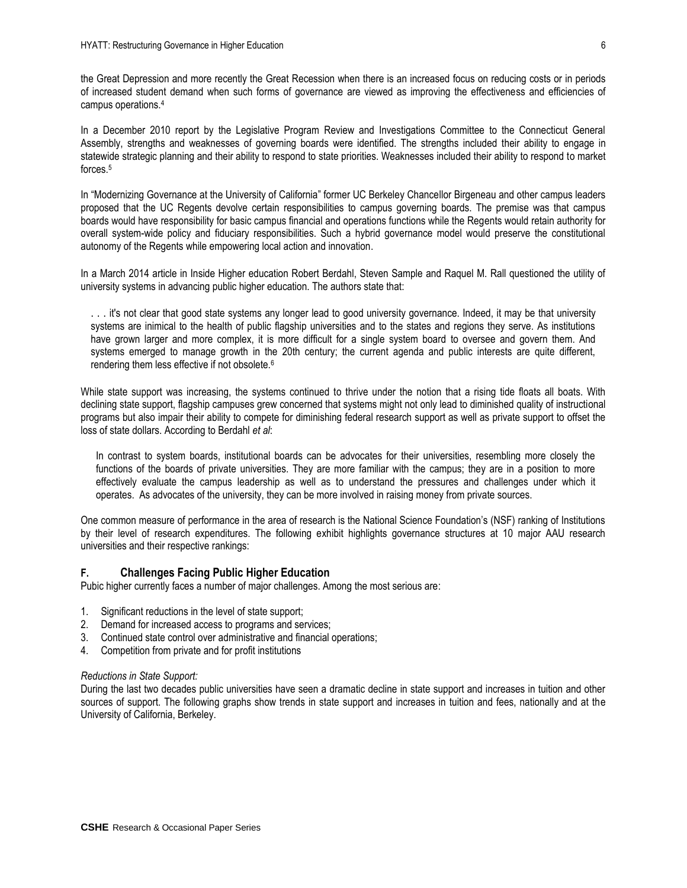the Great Depression and more recently the Great Recession when there is an increased focus on reducing costs or in periods of increased student demand when such forms of governance are viewed as improving the effectiveness and efficiencies of campus operations.[4]

In a December 2010 report by the Legislative Program Review and Investigations Committee to the Connecticut General Assembly, strengths and weaknesses of governing boards were identified. The strengths included their ability to engage in statewide strategic planning and their ability to respond to state priorities. Weaknesses included their ability to respond to market forces.[5]

In "Modernizing Governance at the University of California" former UC Berkeley Chancellor Birgeneau and other campus leaders proposed that the UC Regents devolve certain responsibilities to campus governing boards. The premise was that campus boards would have responsibility for basic campus financial and operations functions while the Regents would retain authority for overall system-wide policy and fiduciary responsibilities. Such a hybrid governance model would preserve the constitutional autonomy of the Regents while empowering local action and innovation.

In a March 2014 article in Inside Higher education Robert Berdahl, Steven Sample and Raquel M. Rall questioned the utility of university systems in advancing public higher education. The authors state that:

> . . . it's not clear that good state systems any longer lead to good university governance. Indeed, it may be that university systems are inimical to the health of public flagship universities and to the states and regions they serve. As institutions have grown larger and more complex, it is more difficult for a single system board to oversee and govern them. And systems emerged to manage growth in the 20th century; the current agenda and public interests are quite different, rendering them less effective if not obsolete.[6]

While state support was increasing, the systems continued to thrive under the notion that a rising tide floats all boats. With declining state support, flagship campuses grew concerned that systems might not only lead to diminished quality of instructional programs but also impair their ability to compete for diminishing federal research support as well as private support to offset the loss of state dollars. According to Berdahl *et al*:

> In contrast to system boards, institutional boards can be advocates for their universities, resembling more closely the functions of the boards of private universities. They are more familiar with the campus; they are in a position to more effectively evaluate the campus leadership as well as to understand the pressures and challenges under which it operates. As advocates of the university, they can be more involved in raising money from private sources.

One common measure of performance in the area of research is the National Science Foundation's (NSF) ranking of Institutions by their level of research expenditures. The following exhibit highlights governance structures at 10 major AAU research universities and their respective rankings:

## F. Challenges Facing Public Higher Education

Pubic higher currently faces a number of major challenges. Among the most serious are:

1. Significant reductions in the level of state support;
2. Demand for increased access to programs and services;
3. Continued state control over administrative and financial operations;
4. Competition from private and for profit institutions

*Reductions in State Support:*

During the last two decades public universities have seen a dramatic decline in state support and increases in tuition and other sources of support. The following graphs show trends in state support and increases in tuition and fees, nationally and at the University of California, Berkeley.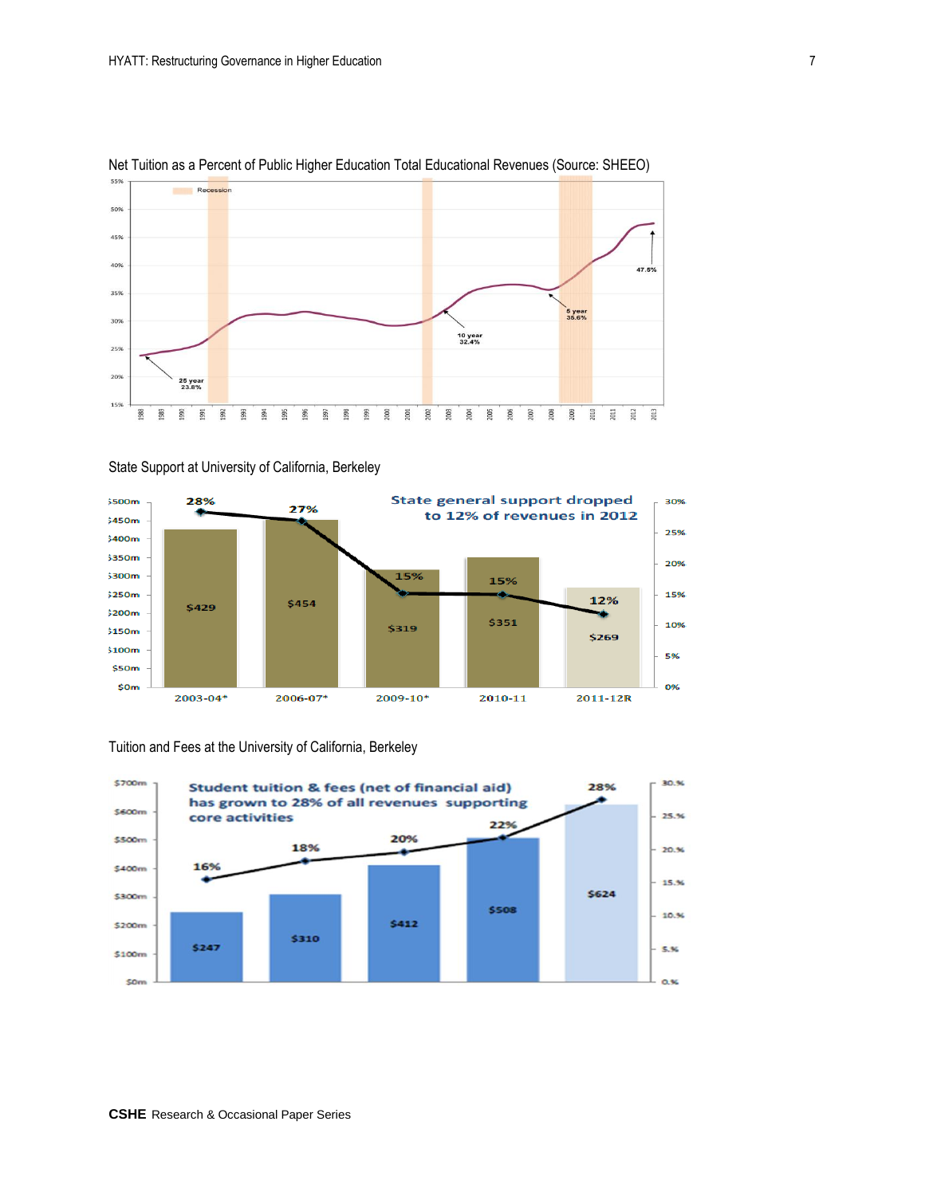Net Tuition as a Percent of Public Higher Education Total Educational Revenues (Source: SHEEO)

State Support at University of California, Berkeley

Tuition and Fees at the University of California, Berkeley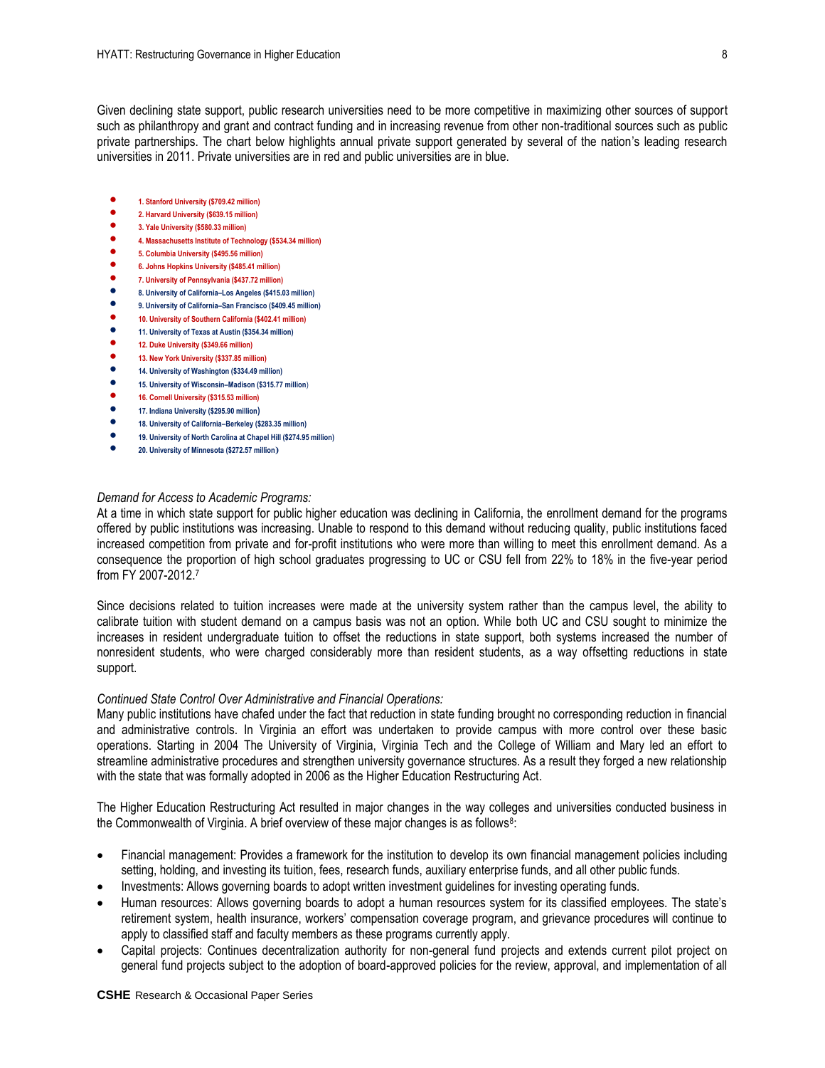Given declining state support, public research universities need to be more competitive in maximizing other sources of support such as philanthropy and grant and contract funding and in increasing revenue from other non-traditional sources such as public private partnerships. The chart below highlights annual private support generated by several of the nation's leading research universities in 2011. Private universities are in red and public universities are in blue.

- 1. Stanford University ($709.42 million)
- 2. Harvard University ($639.15 million)
- 3. Yale University ($580.33 million)
- 4. Massachusetts Institute of Technology ($534.34 million)
- 5. Columbia University ($495.56 million)
- 6. Johns Hopkins University ($485.41 million)
- 7. University of Pennsylvania ($437.72 million)
- 8. University of California–Los Angeles ($415.03 million)
- 9. University of California–San Francisco ($409.45 million)
- 10. University of Southern California ($402.41 million)
- 11. University of Texas at Austin ($354.34 million)
- 12. Duke University ($349.66 million)
- 13. New York University ($337.85 million)
- 14. University of Washington ($334.49 million)
- 15. University of Wisconsin–Madison ($315.77 million)
- 16. Cornell University ($315.53 million)
- 17. Indiana University ($295.90 million)
- 18. University of California–Berkeley ($283.35 million)
- 19. University of North Carolina at Chapel Hill ($274.95 million)
- 20. University of Minnesota ($272.57 million)

*Demand for Access to Academic Programs:*
At a time in which state support for public higher education was declining in California, the enrollment demand for the programs offered by public institutions was increasing. Unable to respond to this demand without reducing quality, public institutions faced increased competition from private and for-profit institutions who were more than willing to meet this enrollment demand. As a consequence the proportion of high school graduates progressing to UC or CSU fell from 22% to 18% in the five-year period from FY 2007-2012.[7]

Since decisions related to tuition increases were made at the university system rather than the campus level, the ability to calibrate tuition with student demand on a campus basis was not an option. While both UC and CSU sought to minimize the increases in resident undergraduate tuition to offset the reductions in state support, both systems increased the number of nonresident students, who were charged considerably more than resident students, as a way offsetting reductions in state support.

*Continued State Control Over Administrative and Financial Operations:*
Many public institutions have chafed under the fact that reduction in state funding brought no corresponding reduction in financial and administrative controls. In Virginia an effort was undertaken to provide campus with more control over these basic operations. Starting in 2004 The University of Virginia, Virginia Tech and the College of William and Mary led an effort to streamline administrative procedures and strengthen university governance structures. As a result they forged a new relationship with the state that was formally adopted in 2006 as the Higher Education Restructuring Act.

The Higher Education Restructuring Act resulted in major changes in the way colleges and universities conducted business in the Commonwealth of Virginia. A brief overview of these major changes is as follows[8]:

- Financial management: Provides a framework for the institution to develop its own financial management policies including setting, holding, and investing its tuition, fees, research funds, auxiliary enterprise funds, and all other public funds.
- Investments: Allows governing boards to adopt written investment guidelines for investing operating funds.
- Human resources: Allows governing boards to adopt a human resources system for its classified employees. The state's retirement system, health insurance, workers' compensation coverage program, and grievance procedures will continue to apply to classified staff and faculty members as these programs currently apply.
- Capital projects: Continues decentralization authority for non-general fund projects and extends current pilot project on general fund projects subject to the adoption of board-approved policies for the review, approval, and implementation of all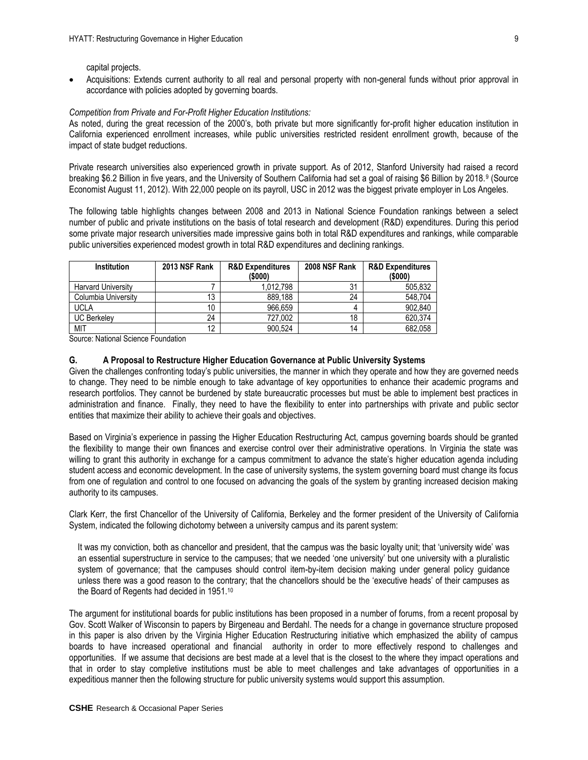capital projects.

- Acquisitions: Extends current authority to all real and personal property with non-general funds without prior approval in accordance with policies adopted by governing boards.

*Competition from Private and For-Profit Higher Education Institutions:*

As noted, during the great recession of the 2000's, both private but more significantly for-profit higher education institution in California experienced enrollment increases, while public universities restricted resident enrollment growth, because of the impact of state budget reductions.

Private research universities also experienced growth in private support. As of 2012, Stanford University had raised a record breaking \$6.2 Billion in five years, and the University of Southern California had set a goal of raising \$6 Billion by 2018.[9] (Source Economist August 11, 2012). With 22,000 people on its payroll, USC in 2012 was the biggest private employer in Los Angeles.

The following table highlights changes between 2008 and 2013 in National Science Foundation rankings between a select number of public and private institutions on the basis of total research and development (R&D) expenditures. During this period some private major research universities made impressive gains both in total R&D expenditures and rankings, while comparable public universities experienced modest growth in total R&D expenditures and declining rankings.

| Institution | 2013 NSF Rank | R&D Expenditures (\$000) | 2008 NSF Rank | R&D Expenditures (\$000) |
|---|---|---|---|---|
| Harvard University | 7 | 1,012,798 | 31 | 505,832 |
| Columbia University | 13 | 889,188 | 24 | 548,704 |
| UCLA | 10 | 966,659 | 4 | 902,840 |
| UC Berkeley | 24 | 727,002 | 18 | 620,374 |
| MIT | 12 | 900,524 | 14 | 682,058 |

Source: National Science Foundation

### G. A Proposal to Restructure Higher Education Governance at Public University Systems

Given the challenges confronting today's public universities, the manner in which they operate and how they are governed needs to change. They need to be nimble enough to take advantage of key opportunities to enhance their academic programs and research portfolios. They cannot be burdened by state bureaucratic processes but must be able to implement best practices in administration and finance. Finally, they need to have the flexibility to enter into partnerships with private and public sector entities that maximize their ability to achieve their goals and objectives.

Based on Virginia's experience in passing the Higher Education Restructuring Act, campus governing boards should be granted the flexibility to mange their own finances and exercise control over their administrative operations. In Virginia the state was willing to grant this authority in exchange for a campus commitment to advance the state's higher education agenda including student access and economic development. In the case of university systems, the system governing board must change its focus from one of regulation and control to one focused on advancing the goals of the system by granting increased decision making authority to its campuses.

Clark Kerr, the first Chancellor of the University of California, Berkeley and the former president of the University of California System, indicated the following dichotomy between a university campus and its parent system:

> It was my conviction, both as chancellor and president, that the campus was the basic loyalty unit; that 'university wide' was an essential superstructure in service to the campuses; that we needed 'one university' but one university with a pluralistic system of governance; that the campuses should control item-by-item decision making under general policy guidance unless there was a good reason to the contrary; that the chancellors should be the 'executive heads' of their campuses as the Board of Regents had decided in 1951.[10]

The argument for institutional boards for public institutions has been proposed in a number of forums, from a recent proposal by Gov. Scott Walker of Wisconsin to papers by Birgeneau and Berdahl. The needs for a change in governance structure proposed in this paper is also driven by the Virginia Higher Education Restructuring initiative which emphasized the ability of campus boards to have increased operational and financial authority in order to more effectively respond to challenges and opportunities. If we assume that decisions are best made at a level that is the closest to the where they impact operations and that in order to stay completive institutions must be able to meet challenges and take advantages of opportunities in a expeditious manner then the following structure for public university systems would support this assumption.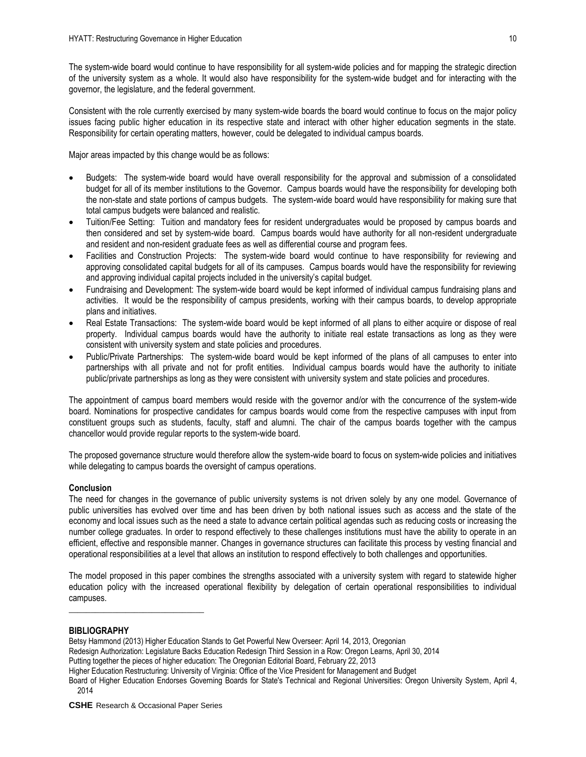The system-wide board would continue to have responsibility for all system-wide policies and for mapping the strategic direction of the university system as a whole. It would also have responsibility for the system-wide budget and for interacting with the governor, the legislature, and the federal government.

Consistent with the role currently exercised by many system-wide boards the board would continue to focus on the major policy issues facing public higher education in its respective state and interact with other higher education segments in the state. Responsibility for certain operating matters, however, could be delegated to individual campus boards.

Major areas impacted by this change would be as follows:

- Budgets: The system-wide board would have overall responsibility for the approval and submission of a consolidated budget for all of its member institutions to the Governor. Campus boards would have the responsibility for developing both the non-state and state portions of campus budgets. The system-wide board would have responsibility for making sure that total campus budgets were balanced and realistic.
- Tuition/Fee Setting: Tuition and mandatory fees for resident undergraduates would be proposed by campus boards and then considered and set by system-wide board. Campus boards would have authority for all non-resident undergraduate and resident and non-resident graduate fees as well as differential course and program fees.
- Facilities and Construction Projects: The system-wide board would continue to have responsibility for reviewing and approving consolidated capital budgets for all of its campuses. Campus boards would have the responsibility for reviewing and approving individual capital projects included in the university's capital budget.
- Fundraising and Development: The system-wide board would be kept informed of individual campus fundraising plans and activities. It would be the responsibility of campus presidents, working with their campus boards, to develop appropriate plans and initiatives.
- Real Estate Transactions: The system-wide board would be kept informed of all plans to either acquire or dispose of real property. Individual campus boards would have the authority to initiate real estate transactions as long as they were consistent with university system and state policies and procedures.
- Public/Private Partnerships: The system-wide board would be kept informed of the plans of all campuses to enter into partnerships with all private and not for profit entities. Individual campus boards would have the authority to initiate public/private partnerships as long as they were consistent with university system and state policies and procedures.

The appointment of campus board members would reside with the governor and/or with the concurrence of the system-wide board. Nominations for prospective candidates for campus boards would come from the respective campuses with input from constituent groups such as students, faculty, staff and alumni. The chair of the campus boards together with the campus chancellor would provide regular reports to the system-wide board.

The proposed governance structure would therefore allow the system-wide board to focus on system-wide policies and initiatives while delegating to campus boards the oversight of campus operations.

**Conclusion**

The need for changes in the governance of public university systems is not driven solely by any one model. Governance of public universities has evolved over time and has been driven by both national issues such as access and the state of the economy and local issues such as the need a state to advance certain political agendas such as reducing costs or increasing the number college graduates. In order to respond effectively to these challenges institutions must have the ability to operate in an efficient, effective and responsible manner. Changes in governance structures can facilitate this process by vesting financial and operational responsibilities at a level that allows an institution to respond effectively to both challenges and opportunities.

The model proposed in this paper combines the strengths associated with a university system with regard to statewide higher education policy with the increased operational flexibility by delegation of certain operational responsibilities to individual campuses.

---

**BIBLIOGRAPHY**

Betsy Hammond (2013) Higher Education Stands to Get Powerful New Overseer: April 14, 2013, Oregonian

Redesign Authorization: Legislature Backs Education Redesign Third Session in a Row: Oregon Learns, April 30, 2014

Putting together the pieces of higher education: The Oregonian Editorial Board, February 22, 2013

Higher Education Restructuring: University of Virginia: Office of the Vice President for Management and Budget

Board of Higher Education Endorses Governing Boards for State's Technical and Regional Universities: Oregon University System, April 4, 2014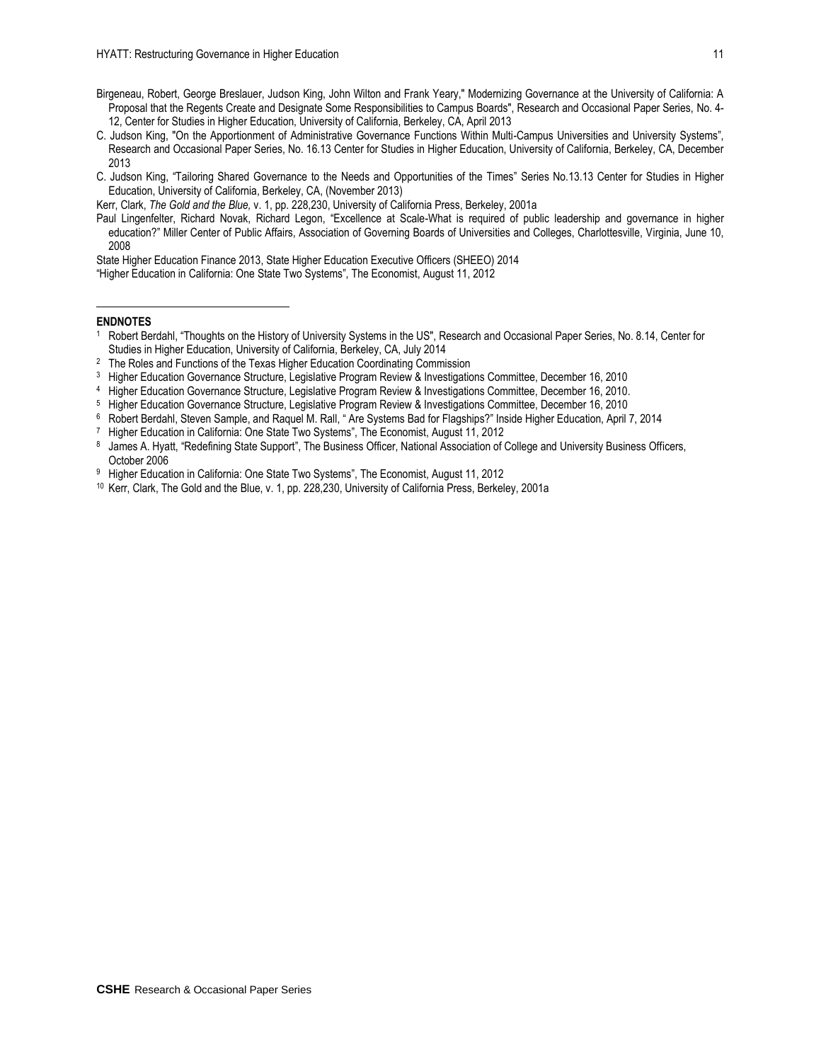Birgeneau, Robert, George Breslauer, Judson King, John Wilton and Frank Yeary," Modernizing Governance at the University of California: A Proposal that the Regents Create and Designate Some Responsibilities to Campus Boards", Research and Occasional Paper Series, No. 4-12, Center for Studies in Higher Education, University of California, Berkeley, CA, April 2013

C. Judson King, "On the Apportionment of Administrative Governance Functions Within Multi-Campus Universities and University Systems", Research and Occasional Paper Series, No. 16.13 Center for Studies in Higher Education, University of California, Berkeley, CA, December 2013

C. Judson King, "Tailoring Shared Governance to the Needs and Opportunities of the Times" Series No.13.13 Center for Studies in Higher Education, University of California, Berkeley, CA, (November 2013)

Kerr, Clark, *The Gold and the Blue*, v. 1, pp. 228,230, University of California Press, Berkeley, 2001a

Paul Lingenfelter, Richard Novak, Richard Legon, "Excellence at Scale-What is required of public leadership and governance in higher education?" Miller Center of Public Affairs, Association of Governing Boards of Universities and Colleges, Charlottesville, Virginia, June 10, 2008

State Higher Education Finance 2013, State Higher Education Executive Officers (SHEEO) 2014

"Higher Education in California: One State Two Systems", The Economist, August 11, 2012

---

**ENDNOTES**

[1] Robert Berdahl, "Thoughts on the History of University Systems in the US", Research and Occasional Paper Series, No. 8.14, Center for Studies in Higher Education, University of California, Berkeley, CA, July 2014

[2] The Roles and Functions of the Texas Higher Education Coordinating Commission

[3] Higher Education Governance Structure, Legislative Program Review & Investigations Committee, December 16, 2010

[4] Higher Education Governance Structure, Legislative Program Review & Investigations Committee, December 16, 2010.

[5] Higher Education Governance Structure, Legislative Program Review & Investigations Committee, December 16, 2010

[6] Robert Berdahl, Steven Sample, and Raquel M. Rall, " Are Systems Bad for Flagships?" Inside Higher Education, April 7, 2014

[7] Higher Education in California: One State Two Systems", The Economist, August 11, 2012

[8] James A. Hyatt, "Redefining State Support", The Business Officer, National Association of College and University Business Officers, October 2006

[9] Higher Education in California: One State Two Systems", The Economist, August 11, 2012

[10] Kerr, Clark, The Gold and the Blue, v. 1, pp. 228,230, University of California Press, Berkeley, 2001a